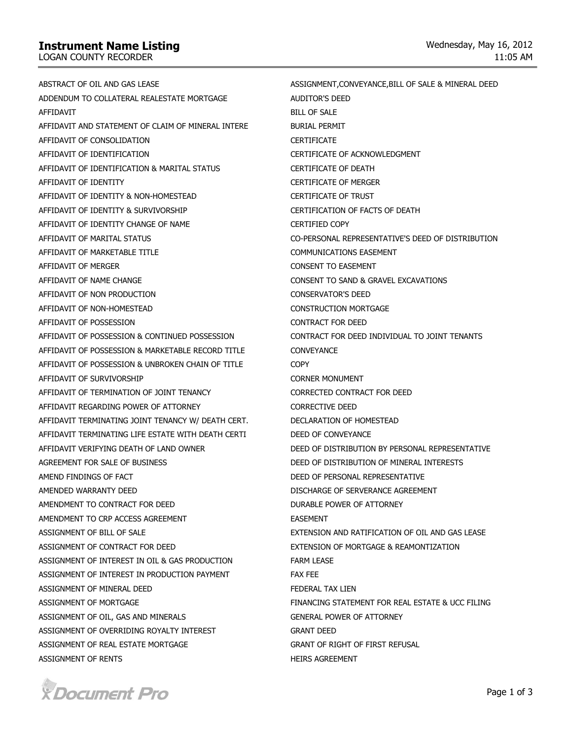# Instrument Name Listing

LOGAN COUNTY RECORDER

Wednesday, May 16, 2012
11:05 AM

ABSTRACT OF OIL AND GAS LEASE
ADDENDUM TO COLLATERAL REALESTATE MORTGAGE
AFFIDAVIT
AFFIDAVIT AND STATEMENT OF CLAIM OF MINERAL INTERE
AFFIDAVIT OF CONSOLIDATION
AFFIDAVIT OF IDENTIFICATION
AFFIDAVIT OF IDENTIFICATION & MARITAL STATUS
AFFIDAVIT OF IDENTITY
AFFIDAVIT OF IDENTITY & NON-HOMESTEAD
AFFIDAVIT OF IDENTITY & SURVIVORSHIP
AFFIDAVIT OF IDENTITY CHANGE OF NAME
AFFIDAVIT OF MARITAL STATUS
AFFIDAVIT OF MARKETABLE TITLE
AFFIDAVIT OF MERGER
AFFIDAVIT OF NAME CHANGE
AFFIDAVIT OF NON PRODUCTION
AFFIDAVIT OF NON-HOMESTEAD
AFFIDAVIT OF POSSESSION
AFFIDAVIT OF POSSESSION & CONTINUED POSSESSION
AFFIDAVIT OF POSSESSION & MARKETABLE RECORD TITLE
AFFIDAVIT OF POSSESSION & UNBROKEN CHAIN OF TITLE
AFFIDAVIT OF SURVIVORSHIP
AFFIDAVIT OF TERMINATION OF JOINT TENANCY
AFFIDAVIT REGARDING POWER OF ATTORNEY
AFFIDAVIT TERMINATING JOINT TENANCY W/ DEATH CERT.
AFFIDAVIT TERMINATING LIFE ESTATE WITH DEATH CERTI
AFFIDAVIT VERIFYING DEATH OF LAND OWNER
AGREEMENT FOR SALE OF BUSINESS
AMEND FINDINGS OF FACT
AMENDED WARRANTY DEED
AMENDMENT TO CONTRACT FOR DEED
AMENDMENT TO CRP ACCESS AGREEMENT
ASSIGNMENT OF BILL OF SALE
ASSIGNMENT OF CONTRACT FOR DEED
ASSIGNMENT OF INTEREST IN OIL & GAS PRODUCTION
ASSIGNMENT OF INTEREST IN PRODUCTION PAYMENT
ASSIGNMENT OF MINERAL DEED
ASSIGNMENT OF MORTGAGE
ASSIGNMENT OF OIL, GAS AND MINERALS
ASSIGNMENT OF OVERRIDING ROYALTY INTEREST
ASSIGNMENT OF REAL ESTATE MORTGAGE
ASSIGNMENT OF RENTS
ASSIGNMENT,CONVEYANCE,BILL OF SALE & MINERAL DEED
AUDITOR'S DEED
BILL OF SALE
BURIAL PERMIT
CERTIFICATE
CERTIFICATE OF ACKNOWLEDGMENT
CERTIFICATE OF DEATH
CERTIFICATE OF MERGER
CERTIFICATE OF TRUST
CERTIFICATION OF FACTS OF DEATH
CERTIFIED COPY
CO-PERSONAL REPRESENTATIVE'S DEED OF DISTRIBUTION
COMMUNICATIONS EASEMENT
CONSENT TO EASEMENT
CONSENT TO SAND & GRAVEL EXCAVATIONS
CONSERVATOR'S DEED
CONSTRUCTION MORTGAGE
CONTRACT FOR DEED
CONTRACT FOR DEED INDIVIDUAL TO JOINT TENANTS
CONVEYANCE
COPY
CORNER MONUMENT
CORRECTED CONTRACT FOR DEED
CORRECTIVE DEED
DECLARATION OF HOMESTEAD
DEED OF CONVEYANCE
DEED OF DISTRIBUTION BY PERSONAL REPRESENTATIVE
DEED OF DISTRIBUTION OF MINERAL INTERESTS
DEED OF PERSONAL REPRESENTATIVE
DISCHARGE OF SERVERANCE AGREEMENT
DURABLE POWER OF ATTORNEY
EASEMENT
EXTENSION AND RATIFICATION OF OIL AND GAS LEASE
EXTENSION OF MORTGAGE & REAMONTIZATION
FARM LEASE
FAX FEE
FEDERAL TAX LIEN
FINANCING STATEMENT FOR REAL ESTATE & UCC FILING
GENERAL POWER OF ATTORNEY
GRANT DEED
GRANT OF RIGHT OF FIRST REFUSAL
HEIRS AGREEMENT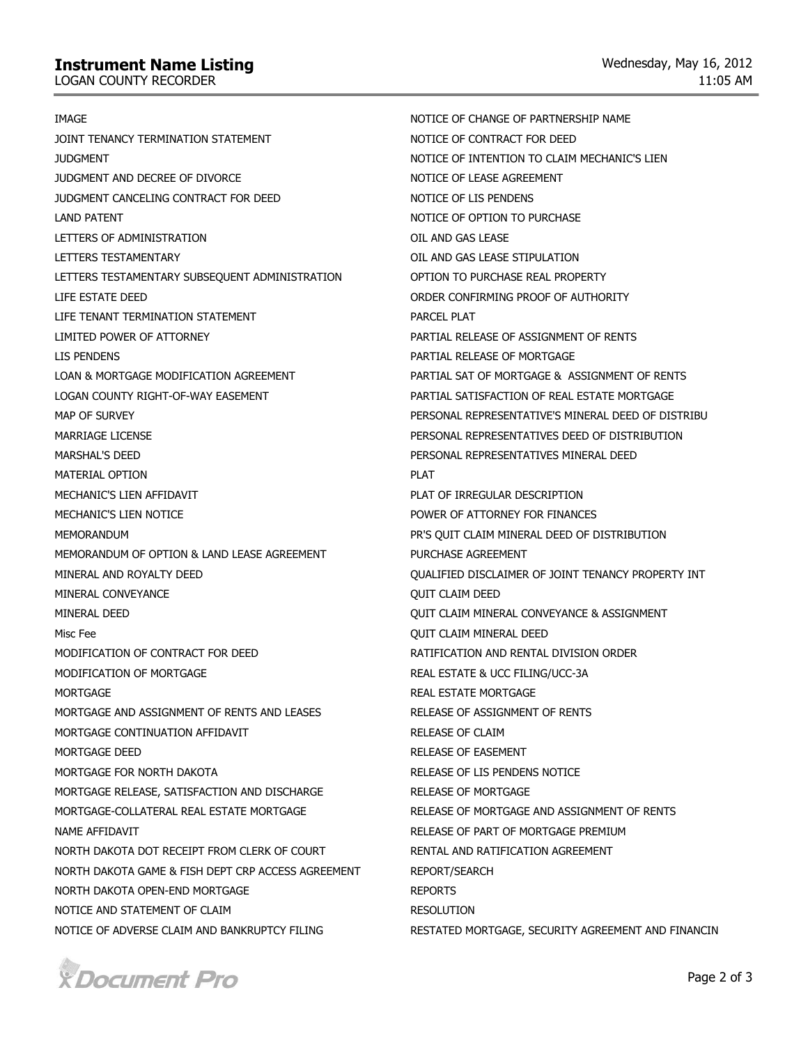# Instrument Name Listing

LOGAN COUNTY RECORDER

Wednesday, May 16, 2012
11:05 AM

IMAGE
JOINT TENANCY TERMINATION STATEMENT
JUDGMENT
JUDGMENT AND DECREE OF DIVORCE
JUDGMENT CANCELING CONTRACT FOR DEED
LAND PATENT
LETTERS OF ADMINISTRATION
LETTERS TESTAMENTARY
LETTERS TESTAMENTARY SUBSEQUENT ADMINISTRATION
LIFE ESTATE DEED
LIFE TENANT TERMINATION STATEMENT
LIMITED POWER OF ATTORNEY
LIS PENDENS
LOAN & MORTGAGE MODIFICATION AGREEMENT
LOGAN COUNTY RIGHT-OF-WAY EASEMENT
MAP OF SURVEY
MARRIAGE LICENSE
MARSHAL'S DEED
MATERIAL OPTION
MECHANIC'S LIEN AFFIDAVIT
MECHANIC'S LIEN NOTICE
MEMORANDUM
MEMORANDUM OF OPTION & LAND LEASE AGREEMENT
MINERAL AND ROYALTY DEED
MINERAL CONVEYANCE
MINERAL DEED
Misc Fee
MODIFICATION OF CONTRACT FOR DEED
MODIFICATION OF MORTGAGE
MORTGAGE
MORTGAGE AND ASSIGNMENT OF RENTS AND LEASES
MORTGAGE CONTINUATION AFFIDAVIT
MORTGAGE DEED
MORTGAGE FOR NORTH DAKOTA
MORTGAGE RELEASE, SATISFACTION AND DISCHARGE
MORTGAGE-COLLATERAL REAL ESTATE MORTGAGE
NAME AFFIDAVIT
NORTH DAKOTA DOT RECEIPT FROM CLERK OF COURT
NORTH DAKOTA GAME & FISH DEPT CRP ACCESS AGREEMENT
NORTH DAKOTA OPEN-END MORTGAGE
NOTICE AND STATEMENT OF CLAIM
NOTICE OF ADVERSE CLAIM AND BANKRUPTCY FILING
NOTICE OF CHANGE OF PARTNERSHIP NAME
NOTICE OF CONTRACT FOR DEED
NOTICE OF INTENTION TO CLAIM MECHANIC'S LIEN
NOTICE OF LEASE AGREEMENT
NOTICE OF LIS PENDENS
NOTICE OF OPTION TO PURCHASE
OIL AND GAS LEASE
OIL AND GAS LEASE STIPULATION
OPTION TO PURCHASE REAL PROPERTY
ORDER CONFIRMING PROOF OF AUTHORITY
PARCEL PLAT
PARTIAL RELEASE OF ASSIGNMENT OF RENTS
PARTIAL RELEASE OF MORTGAGE
PARTIAL SAT OF MORTGAGE & ASSIGNMENT OF RENTS
PARTIAL SATISFACTION OF REAL ESTATE MORTGAGE
PERSONAL REPRESENTATIVE'S MINERAL DEED OF DISTRIBU
PERSONAL REPRESENTATIVES DEED OF DISTRIBUTION
PERSONAL REPRESENTATIVES MINERAL DEED
PLAT
PLAT OF IRREGULAR DESCRIPTION
POWER OF ATTORNEY FOR FINANCES
PR'S QUIT CLAIM MINERAL DEED OF DISTRIBUTION
PURCHASE AGREEMENT
QUALIFIED DISCLAIMER OF JOINT TENANCY PROPERTY INT
QUIT CLAIM DEED
QUIT CLAIM MINERAL CONVEYANCE & ASSIGNMENT
QUIT CLAIM MINERAL DEED
RATIFICATION AND RENTAL DIVISION ORDER
REAL ESTATE & UCC FILING/UCC-3A
REAL ESTATE MORTGAGE
RELEASE OF ASSIGNMENT OF RENTS
RELEASE OF CLAIM
RELEASE OF EASEMENT
RELEASE OF LIS PENDENS NOTICE
RELEASE OF MORTGAGE
RELEASE OF MORTGAGE AND ASSIGNMENT OF RENTS
RELEASE OF PART OF MORTGAGE PREMIUM
RENTAL AND RATIFICATION AGREEMENT
REPORT/SEARCH
REPORTS
RESOLUTION
RESTATED MORTGAGE, SECURITY AGREEMENT AND FINANCIN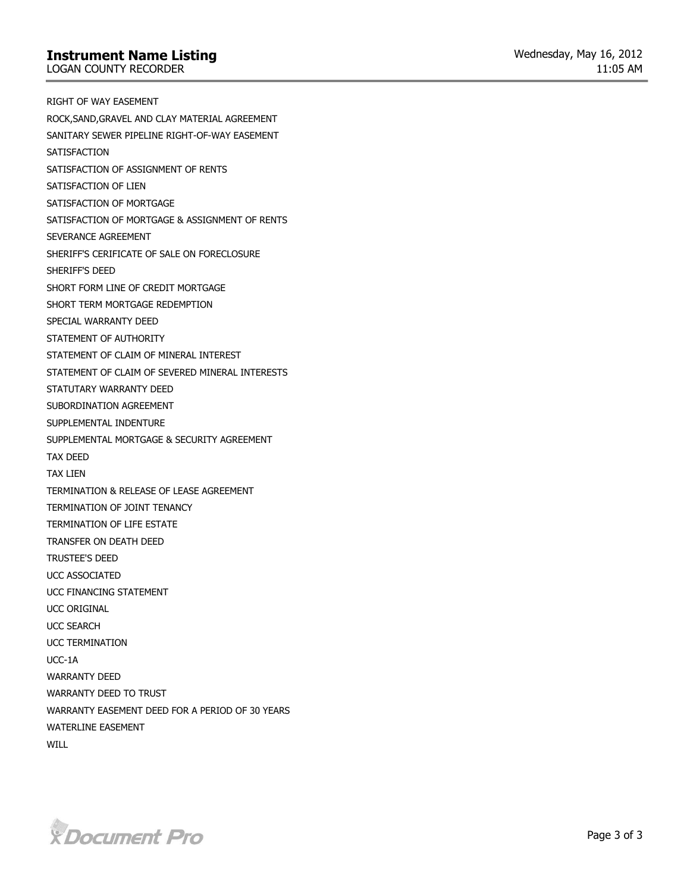# Instrument Name Listing

LOGAN COUNTY RECORDER

Wednesday, May 16, 2012
11:05 AM

RIGHT OF WAY EASEMENT

ROCK,SAND,GRAVEL AND CLAY MATERIAL AGREEMENT

SANITARY SEWER PIPELINE RIGHT-OF-WAY EASEMENT

SATISFACTION

SATISFACTION OF ASSIGNMENT OF RENTS

SATISFACTION OF LIEN

SATISFACTION OF MORTGAGE

SATISFACTION OF MORTGAGE & ASSIGNMENT OF RENTS

SEVERANCE AGREEMENT

SHERIFF'S CERIFICATE OF SALE ON FORECLOSURE

SHERIFF'S DEED

SHORT FORM LINE OF CREDIT MORTGAGE

SHORT TERM MORTGAGE REDEMPTION

SPECIAL WARRANTY DEED

STATEMENT OF AUTHORITY

STATEMENT OF CLAIM OF MINERAL INTEREST

STATEMENT OF CLAIM OF SEVERED MINERAL INTERESTS

STATUTARY WARRANTY DEED

SUBORDINATION AGREEMENT

SUPPLEMENTAL INDENTURE

SUPPLEMENTAL MORTGAGE & SECURITY AGREEMENT

TAX DEED

TAX LIEN

TERMINATION & RELEASE OF LEASE AGREEMENT

TERMINATION OF JOINT TENANCY

TERMINATION OF LIFE ESTATE

TRANSFER ON DEATH DEED

TRUSTEE'S DEED

UCC ASSOCIATED

UCC FINANCING STATEMENT

UCC ORIGINAL

UCC SEARCH

UCC TERMINATION

UCC-1A

WARRANTY DEED

WARRANTY DEED TO TRUST

WARRANTY EASEMENT DEED FOR A PERIOD OF 30 YEARS

WATERLINE EASEMENT

WILL